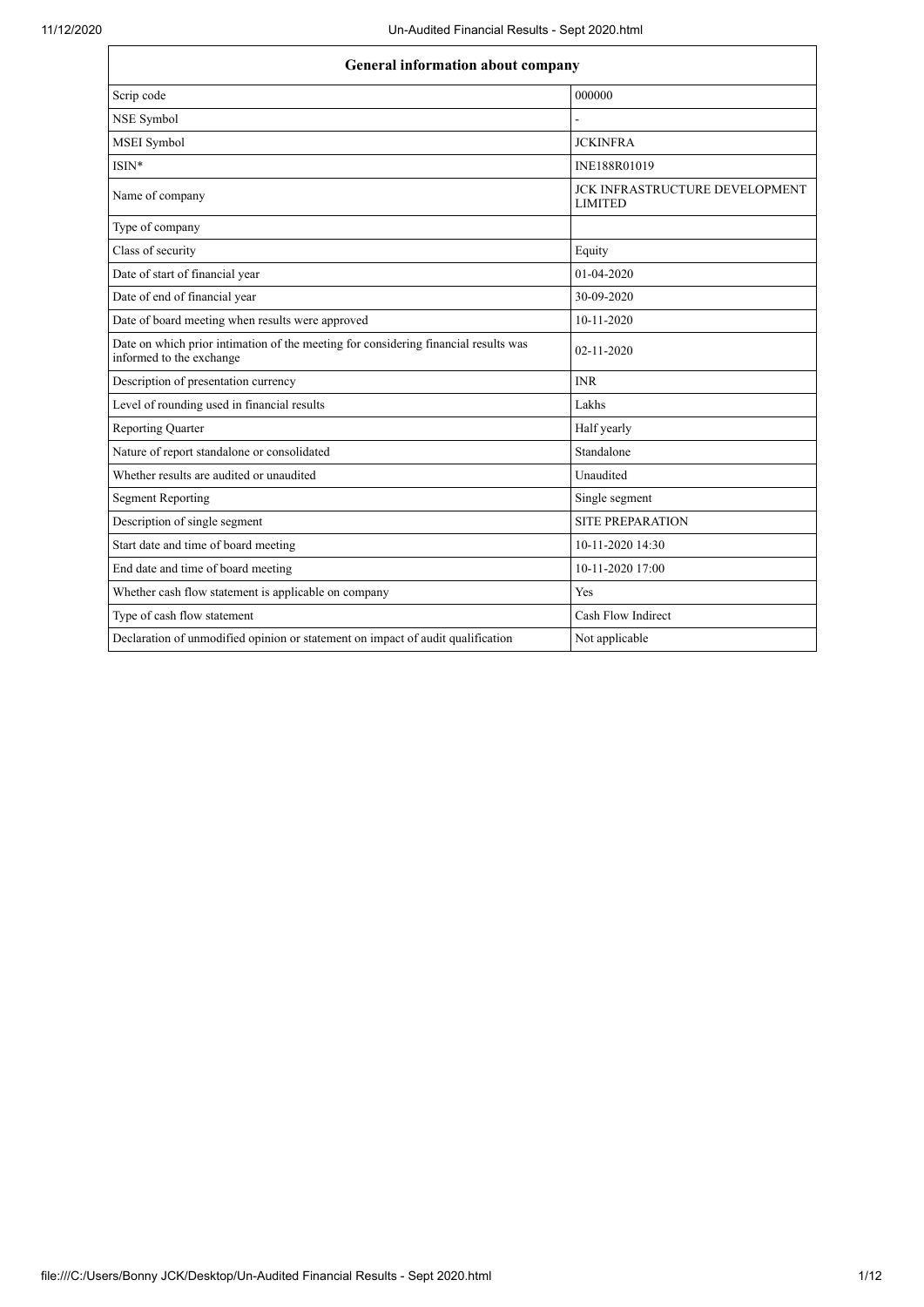| General information about company | |
|---|---|
| Scrip code | 000000 |
| NSE Symbol | - |
| MSEI Symbol | JCKINFRA |
| ISIN* | INE188R01019 |
| Name of company | JCK INFRASTRUCTURE DEVELOPMENT LIMITED |
| Type of company | |
| Class of security | Equity |
| Date of start of financial year | 01-04-2020 |
| Date of end of financial year | 30-09-2020 |
| Date of board meeting when results were approved | 10-11-2020 |
| Date on which prior intimation of the meeting for considering financial results was informed to the exchange | 02-11-2020 |
| Description of presentation currency | INR |
| Level of rounding used in financial results | Lakhs |
| Reporting Quarter | Half yearly |
| Nature of report standalone or consolidated | Standalone |
| Whether results are audited or unaudited | Unaudited |
| Segment Reporting | Single segment |
| Description of single segment | SITE PREPARATION |
| Start date and time of board meeting | 10-11-2020 14:30 |
| End date and time of board meeting | 10-11-2020 17:00 |
| Whether cash flow statement is applicable on company | Yes |
| Type of cash flow statement | Cash Flow Indirect |
| Declaration of unmodified opinion or statement on impact of audit qualification | Not applicable |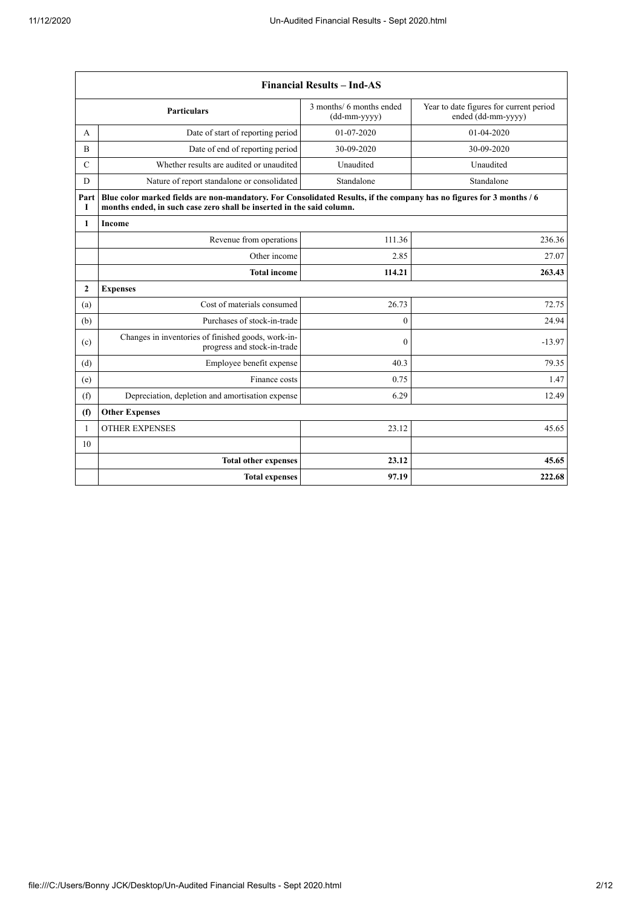| | Financial Results – Ind-AS | | |
|---|---|---|---|
| | **Particulars** | 3 months/ 6 months ended (dd-mm-yyyy) | Year to date figures for current period ended (dd-mm-yyyy) |
| A | Date of start of reporting period | 01-07-2020 | 01-04-2020 |
| B | Date of end of reporting period | 30-09-2020 | 30-09-2020 |
| C | Whether results are audited or unaudited | Unaudited | Unaudited |
| D | Nature of report standalone or consolidated | Standalone | Standalone |
| Part I | **Blue color marked fields are non-mandatory. For Consolidated Results, if the company has no figures for 3 months / 6 months ended, in such case zero shall be inserted in the said column.** | | |
| **1** | **Income** | | |
| | Revenue from operations | 111.36 | 236.36 |
| | Other income | 2.85 | 27.07 |
| | **Total income** | **114.21** | **263.43** |
| **2** | **Expenses** | | |
| (a) | Cost of materials consumed | 26.73 | 72.75 |
| (b) | Purchases of stock-in-trade | 0 | 24.94 |
| (c) | Changes in inventories of finished goods, work-in-progress and stock-in-trade | 0 | -13.97 |
| (d) | Employee benefit expense | 40.3 | 79.35 |
| (e) | Finance costs | 0.75 | 1.47 |
| (f) | Depreciation, depletion and amortisation expense | 6.29 | 12.49 |
| **(f)** | **Other Expenses** | | |
| 1 | OTHER EXPENSES | 23.12 | 45.65 |
| 10 | | | |
| | **Total other expenses** | **23.12** | **45.65** |
| | **Total expenses** | **97.19** | **222.68** |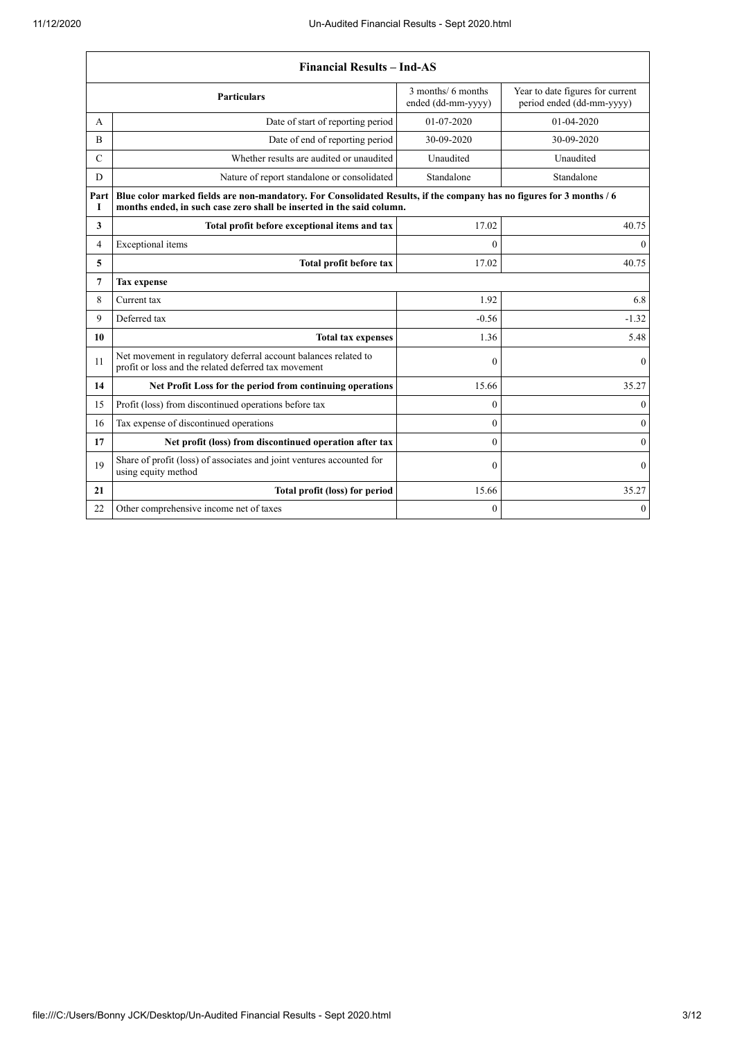| Financial Results – Ind-AS | | | |
|---|---|---|---|
| | **Particulars** | 3 months/ 6 months ended (dd-mm-yyyy) | Year to date figures for current period ended (dd-mm-yyyy) |
| A | Date of start of reporting period | 01-07-2020 | 01-04-2020 |
| B | Date of end of reporting period | 30-09-2020 | 30-09-2020 |
| C | Whether results are audited or unaudited | Unaudited | Unaudited |
| D | Nature of report standalone or consolidated | Standalone | Standalone |
| Part I | **Blue color marked fields are non-mandatory. For Consolidated Results, if the company has no figures for 3 months / 6 months ended, in such case zero shall be inserted in the said column.** | | |
| **3** | **Total profit before exceptional items and tax** | 17.02 | 40.75 |
| 4 | Exceptional items | 0 | 0 |
| **5** | **Total profit before tax** | 17.02 | 40.75 |
| **7** | **Tax expense** | | |
| 8 | Current tax | 1.92 | 6.8 |
| 9 | Deferred tax | -0.56 | -1.32 |
| **10** | **Total tax expenses** | 1.36 | 5.48 |
| 11 | Net movement in regulatory deferral account balances related to profit or loss and the related deferred tax movement | 0 | 0 |
| **14** | **Net Profit Loss for the period from continuing operations** | 15.66 | 35.27 |
| 15 | Profit (loss) from discontinued operations before tax | 0 | 0 |
| 16 | Tax expense of discontinued operations | 0 | 0 |
| **17** | **Net profit (loss) from discontinued operation after tax** | 0 | 0 |
| 19 | Share of profit (loss) of associates and joint ventures accounted for using equity method | 0 | 0 |
| **21** | **Total profit (loss) for period** | 15.66 | 35.27 |
| 22 | Other comprehensive income net of taxes | 0 | 0 |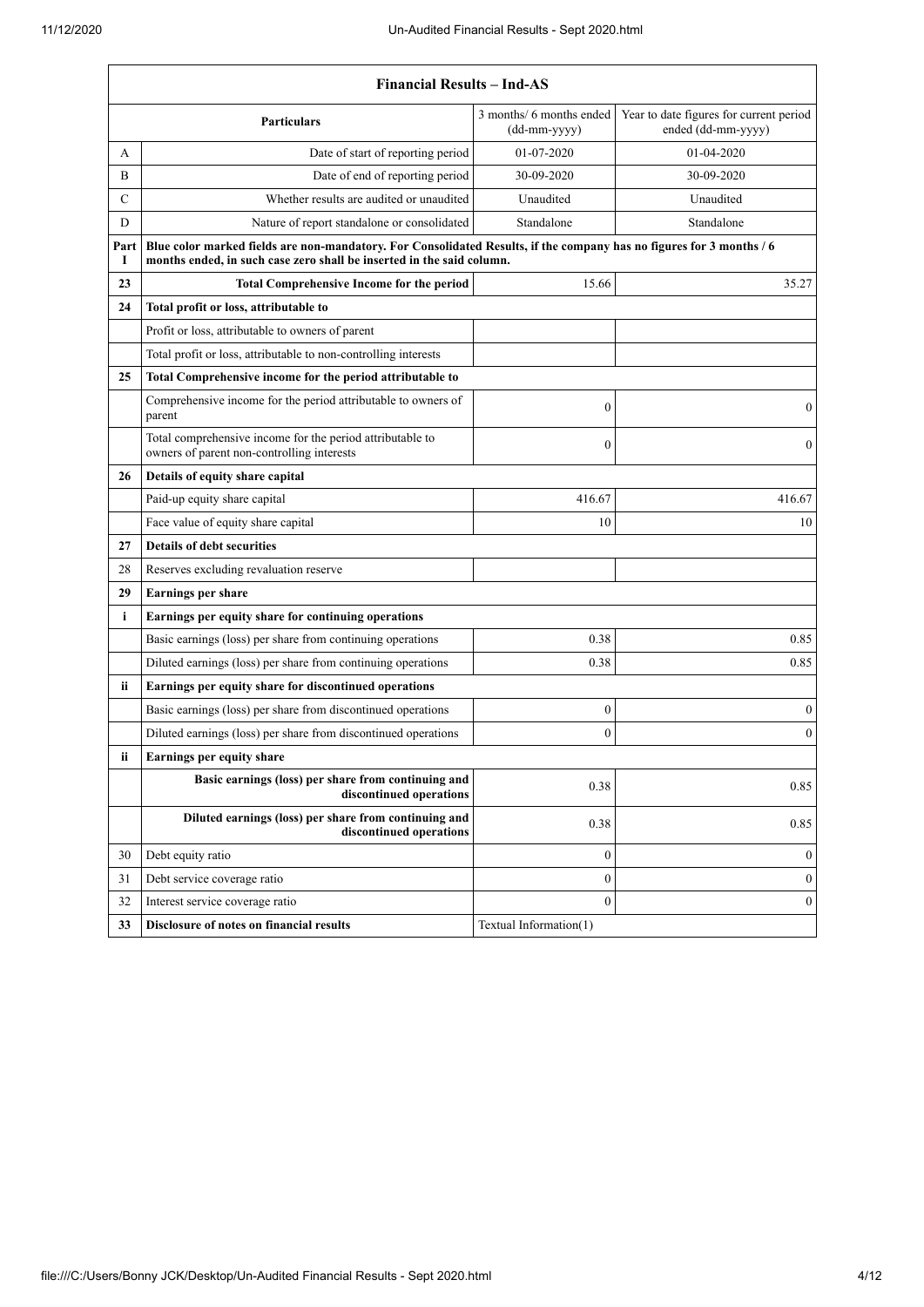| Financial Results – Ind-AS | | | |
|---|---|---|---|
| | **Particulars** | 3 months/ 6 months ended (dd-mm-yyyy) | Year to date figures for current period ended (dd-mm-yyyy) |
| A | Date of start of reporting period | 01-07-2020 | 01-04-2020 |
| B | Date of end of reporting period | 30-09-2020 | 30-09-2020 |
| C | Whether results are audited or unaudited | Unaudited | Unaudited |
| D | Nature of report standalone or consolidated | Standalone | Standalone |
| **Part I** | **Blue color marked fields are non-mandatory. For Consolidated Results, if the company has no figures for 3 months / 6 months ended, in such case zero shall be inserted in the said column.** | | |
| **23** | **Total Comprehensive Income for the period** | 15.66 | 35.27 |
| **24** | **Total profit or loss, attributable to** | | |
| | Profit or loss, attributable to owners of parent | | |
| | Total profit or loss, attributable to non-controlling interests | | |
| **25** | **Total Comprehensive income for the period attributable to** | | |
| | Comprehensive income for the period attributable to owners of parent | 0 | 0 |
| | Total comprehensive income for the period attributable to owners of parent non-controlling interests | 0 | 0 |
| **26** | **Details of equity share capital** | | |
| | Paid-up equity share capital | 416.67 | 416.67 |
| | Face value of equity share capital | 10 | 10 |
| **27** | **Details of debt securities** | | |
| 28 | Reserves excluding revaluation reserve | | |
| **29** | **Earnings per share** | | |
| **i** | **Earnings per equity share for continuing operations** | | |
| | Basic earnings (loss) per share from continuing operations | 0.38 | 0.85 |
| | Diluted earnings (loss) per share from continuing operations | 0.38 | 0.85 |
| **ii** | **Earnings per equity share for discontinued operations** | | |
| | Basic earnings (loss) per share from discontinued operations | 0 | 0 |
| | Diluted earnings (loss) per share from discontinued operations | 0 | 0 |
| **ii** | **Earnings per equity share** | | |
| | **Basic earnings (loss) per share from continuing and discontinued operations** | 0.38 | 0.85 |
| | **Diluted earnings (loss) per share from continuing and discontinued operations** | 0.38 | 0.85 |
| 30 | Debt equity ratio | 0 | 0 |
| 31 | Debt service coverage ratio | 0 | 0 |
| 32 | Interest service coverage ratio | 0 | 0 |
| **33** | **Disclosure of notes on financial results** | Textual Information(1) | |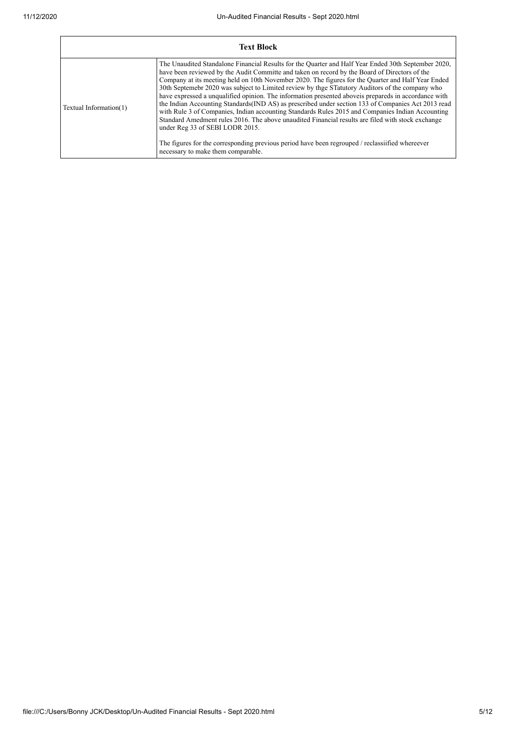| Text Block | |
|---|---|
| Textual Information(1) | The Unaudited Standalone Financial Results for the Quarter and Half Year Ended 30th September 2020, have been reviewed by the Audit Committe and taken on record by the Board of Directors of the Company at its meeting held on 10th November 2020. The figures for the Quarter and Half Year Ended 30th Septemebr 2020 was subject to Limited review by thge STatutory Auditors of the company who have expressed a unqualified opinion. The information presented aboveis prepareds in accordance with the Indian Accounting Standards(IND AS) as prescribed under section 133 of Companies Act 2013 read with Rule 3 of Companies, Indian accounting Standards Rules 2015 and Companies Indian Accounting Standard Amedment rules 2016. The above unaudited Financial results are filed with stock exchange under Reg 33 of SEBI LODR 2015.<br><br>The figures for the corresponding previous period have been regrouped / reclassiified whereever necessary to make them comparable. |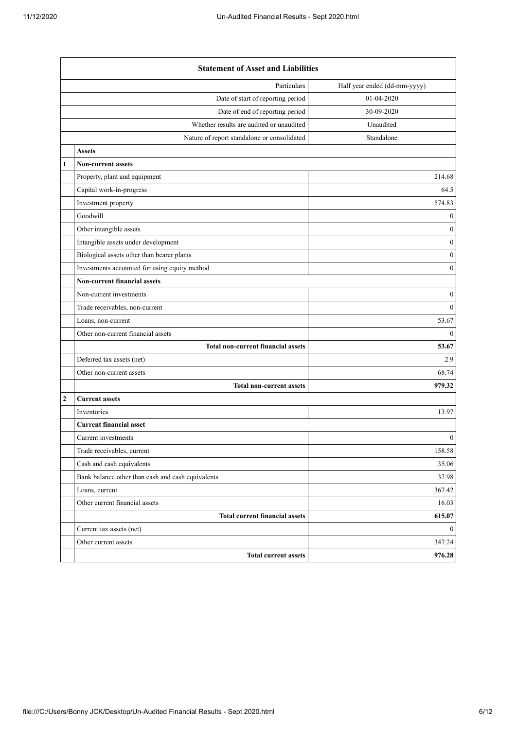| | Statement of Asset and Liabilities | |
|---|---|---|
| | Particulars | Half year ended (dd-mm-yyyy) |
| | Date of start of reporting period | 01-04-2020 |
| | Date of end of reporting period | 30-09-2020 |
| | Whether results are audited or unaudited | Unaudited |
| | Nature of report standalone or consolidated | Standalone |
| | **Assets** | |
| **1** | **Non-current assets** | |
| | Property, plant and equipment | 214.68 |
| | Capital work-in-progress | 64.5 |
| | Investment property | 574.83 |
| | Goodwill | 0 |
| | Other intangible assets | 0 |
| | Intangible assets under development | 0 |
| | Biological assets other than bearer plants | 0 |
| | Investments accounted for using equity method | 0 |
| | **Non-current financial assets** | |
| | Non-current investments | 0 |
| | Trade receivables, non-current | 0 |
| | Loans, non-current | 53.67 |
| | Other non-current financial assets | 0 |
| | **Total non-current financial assets** | **53.67** |
| | Deferred tax assets (net) | 2.9 |
| | Other non-current assets | 68.74 |
| | **Total non-current assets** | **979.32** |
| **2** | **Current assets** | |
| | Inventories | 13.97 |
| | **Current financial asset** | |
| | Current investments | 0 |
| | Trade receivables, current | 158.58 |
| | Cash and cash equivalents | 35.06 |
| | Bank balance other than cash and cash equivalents | 37.98 |
| | Loans, current | 367.42 |
| | Other current financial assets | 16.03 |
| | **Total current financial assets** | **615.07** |
| | Current tax assets (net) | 0 |
| | Other current assets | 347.24 |
| | **Total current assets** | **976.28** |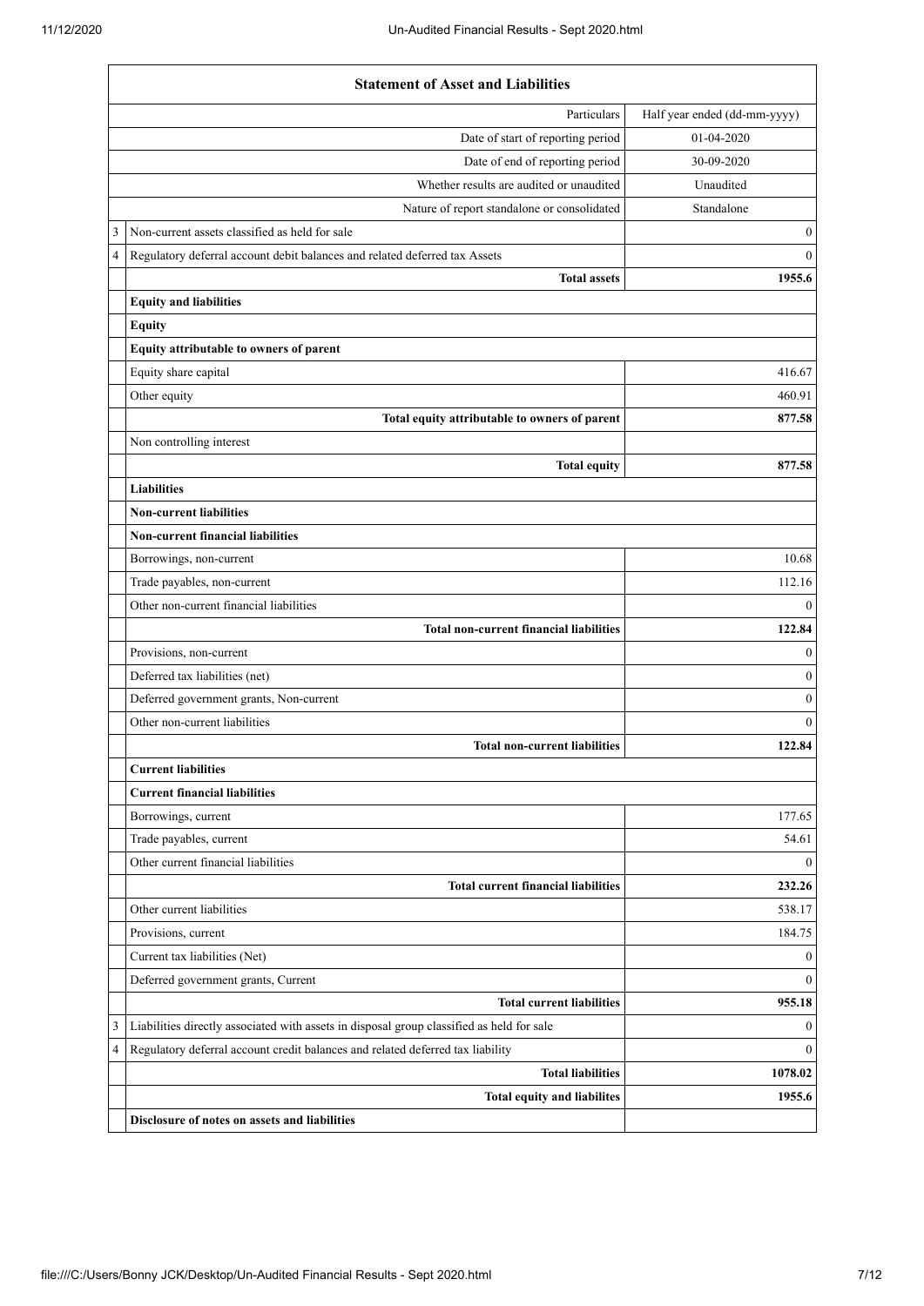| | Statement of Asset and Liabilities | |
|---|---|---|
| | Particulars | Half year ended (dd-mm-yyyy) |
| | Date of start of reporting period | 01-04-2020 |
| | Date of end of reporting period | 30-09-2020 |
| | Whether results are audited or unaudited | Unaudited |
| | Nature of report standalone or consolidated | Standalone |
| 3 | Non-current assets classified as held for sale | 0 |
| 4 | Regulatory deferral account debit balances and related deferred tax Assets | 0 |
| | **Total assets** | **1955.6** |
| | **Equity and liabilities** | |
| | **Equity** | |
| | **Equity attributable to owners of parent** | |
| | Equity share capital | 416.67 |
| | Other equity | 460.91 |
| | **Total equity attributable to owners of parent** | **877.58** |
| | Non controlling interest | |
| | **Total equity** | **877.58** |
| | **Liabilities** | |
| | **Non-current liabilities** | |
| | **Non-current financial liabilities** | |
| | Borrowings, non-current | 10.68 |
| | Trade payables, non-current | 112.16 |
| | Other non-current financial liabilities | 0 |
| | **Total non-current financial liabilities** | **122.84** |
| | Provisions, non-current | 0 |
| | Deferred tax liabilities (net) | 0 |
| | Deferred government grants, Non-current | 0 |
| | Other non-current liabilities | 0 |
| | **Total non-current liabilities** | **122.84** |
| | **Current liabilities** | |
| | **Current financial liabilities** | |
| | Borrowings, current | 177.65 |
| | Trade payables, current | 54.61 |
| | Other current financial liabilities | 0 |
| | **Total current financial liabilities** | **232.26** |
| | Other current liabilities | 538.17 |
| | Provisions, current | 184.75 |
| | Current tax liabilities (Net) | 0 |
| | Deferred government grants, Current | 0 |
| | **Total current liabilities** | **955.18** |
| 3 | Liabilities directly associated with assets in disposal group classified as held for sale | 0 |
| 4 | Regulatory deferral account credit balances and related deferred tax liability | 0 |
| | **Total liabilities** | **1078.02** |
| | **Total equity and liabilites** | **1955.6** |
| | **Disclosure of notes on assets and liabilities** | |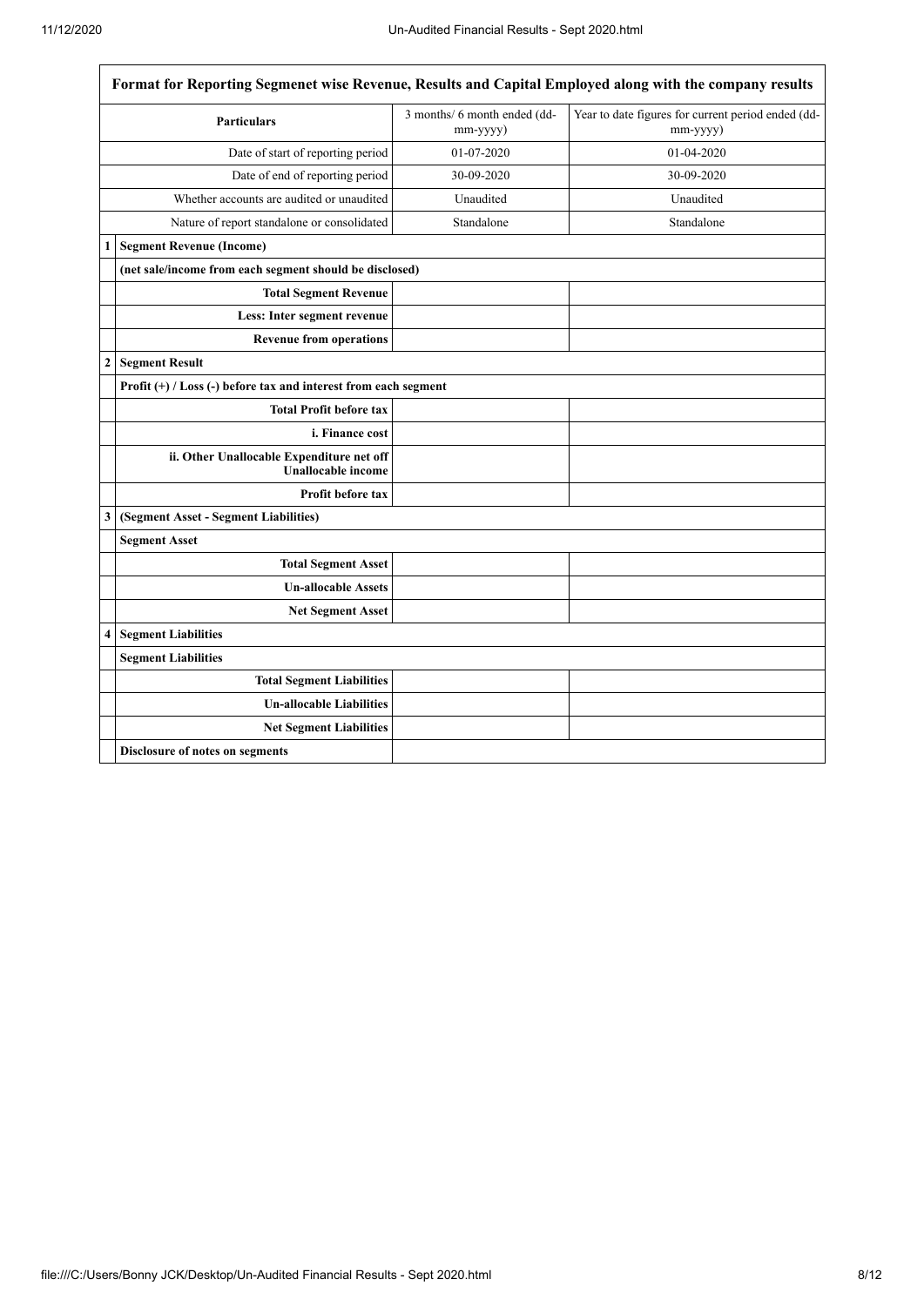| Format for Reporting Segmenet wise Revenue, Results and Capital Employed along with the company results | | | |
|---|---|---|---|
| | **Particulars** | 3 months/ 6 month ended (dd-mm-yyyy) | Year to date figures for current period ended (dd-mm-yyyy) |
| | Date of start of reporting period | 01-07-2020 | 01-04-2020 |
| | Date of end of reporting period | 30-09-2020 | 30-09-2020 |
| | Whether accounts are audited or unaudited | Unaudited | Unaudited |
| | Nature of report standalone or consolidated | Standalone | Standalone |
| **1** | **Segment Revenue (Income)** | | |
| | **(net sale/income from each segment should be disclosed)** | | |
| | **Total Segment Revenue** | | |
| | **Less: Inter segment revenue** | | |
| | **Revenue from operations** | | |
| **2** | **Segment Result** | | |
| | **Profit (+) / Loss (-) before tax and interest from each segment** | | |
| | **Total Profit before tax** | | |
| | **i. Finance cost** | | |
| | **ii. Other Unallocable Expenditure net off Unallocable income** | | |
| | **Profit before tax** | | |
| **3** | **(Segment Asset - Segment Liabilities)** | | |
| | **Segment Asset** | | |
| | **Total Segment Asset** | | |
| | **Un-allocable Assets** | | |
| | **Net Segment Asset** | | |
| **4** | **Segment Liabilities** | | |
| | **Segment Liabilities** | | |
| | **Total Segment Liabilities** | | |
| | **Un-allocable Liabilities** | | |
| | **Net Segment Liabilities** | | |
| | **Disclosure of notes on segments** | | |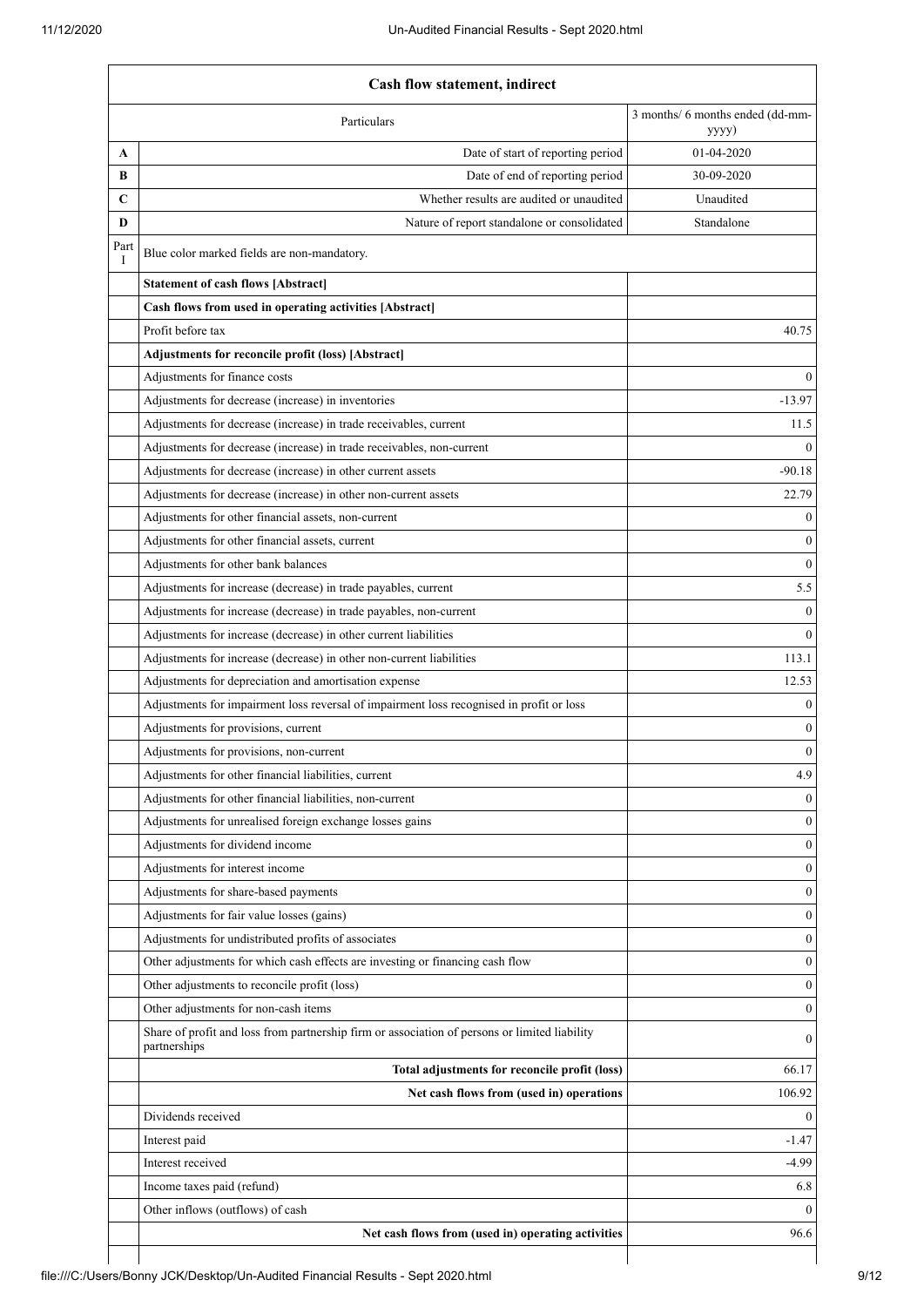| Cash flow statement, indirect | | |
|---|---|---|
| | Particulars | 3 months/ 6 months ended (dd-mm-yyyy) |
| A | Date of start of reporting period | 01-04-2020 |
| B | Date of end of reporting period | 30-09-2020 |
| C | Whether results are audited or unaudited | Unaudited |
| D | Nature of report standalone or consolidated | Standalone |
| Part I | Blue color marked fields are non-mandatory. | |
| | **Statement of cash flows [Abstract]** | |
| | **Cash flows from used in operating activities [Abstract]** | |
| | Profit before tax | 40.75 |
| | **Adjustments for reconcile profit (loss) [Abstract]** | |
| | Adjustments for finance costs | 0 |
| | Adjustments for decrease (increase) in inventories | -13.97 |
| | Adjustments for decrease (increase) in trade receivables, current | 11.5 |
| | Adjustments for decrease (increase) in trade receivables, non-current | 0 |
| | Adjustments for decrease (increase) in other current assets | -90.18 |
| | Adjustments for decrease (increase) in other non-current assets | 22.79 |
| | Adjustments for other financial assets, non-current | 0 |
| | Adjustments for other financial assets, current | 0 |
| | Adjustments for other bank balances | 0 |
| | Adjustments for increase (decrease) in trade payables, current | 5.5 |
| | Adjustments for increase (decrease) in trade payables, non-current | 0 |
| | Adjustments for increase (decrease) in other current liabilities | 0 |
| | Adjustments for increase (decrease) in other non-current liabilities | 113.1 |
| | Adjustments for depreciation and amortisation expense | 12.53 |
| | Adjustments for impairment loss reversal of impairment loss recognised in profit or loss | 0 |
| | Adjustments for provisions, current | 0 |
| | Adjustments for provisions, non-current | 0 |
| | Adjustments for other financial liabilities, current | 4.9 |
| | Adjustments for other financial liabilities, non-current | 0 |
| | Adjustments for unrealised foreign exchange losses gains | 0 |
| | Adjustments for dividend income | 0 |
| | Adjustments for interest income | 0 |
| | Adjustments for share-based payments | 0 |
| | Adjustments for fair value losses (gains) | 0 |
| | Adjustments for undistributed profits of associates | 0 |
| | Other adjustments for which cash effects are investing or financing cash flow | 0 |
| | Other adjustments to reconcile profit (loss) | 0 |
| | Other adjustments for non-cash items | 0 |
| | Share of profit and loss from partnership firm or association of persons or limited liability partnerships | 0 |
| | **Total adjustments for reconcile profit (loss)** | 66.17 |
| | **Net cash flows from (used in) operations** | 106.92 |
| | Dividends received | 0 |
| | Interest paid | -1.47 |
| | Interest received | -4.99 |
| | Income taxes paid (refund) | 6.8 |
| | Other inflows (outflows) of cash | 0 |
| | **Net cash flows from (used in) operating activities** | 96.6 |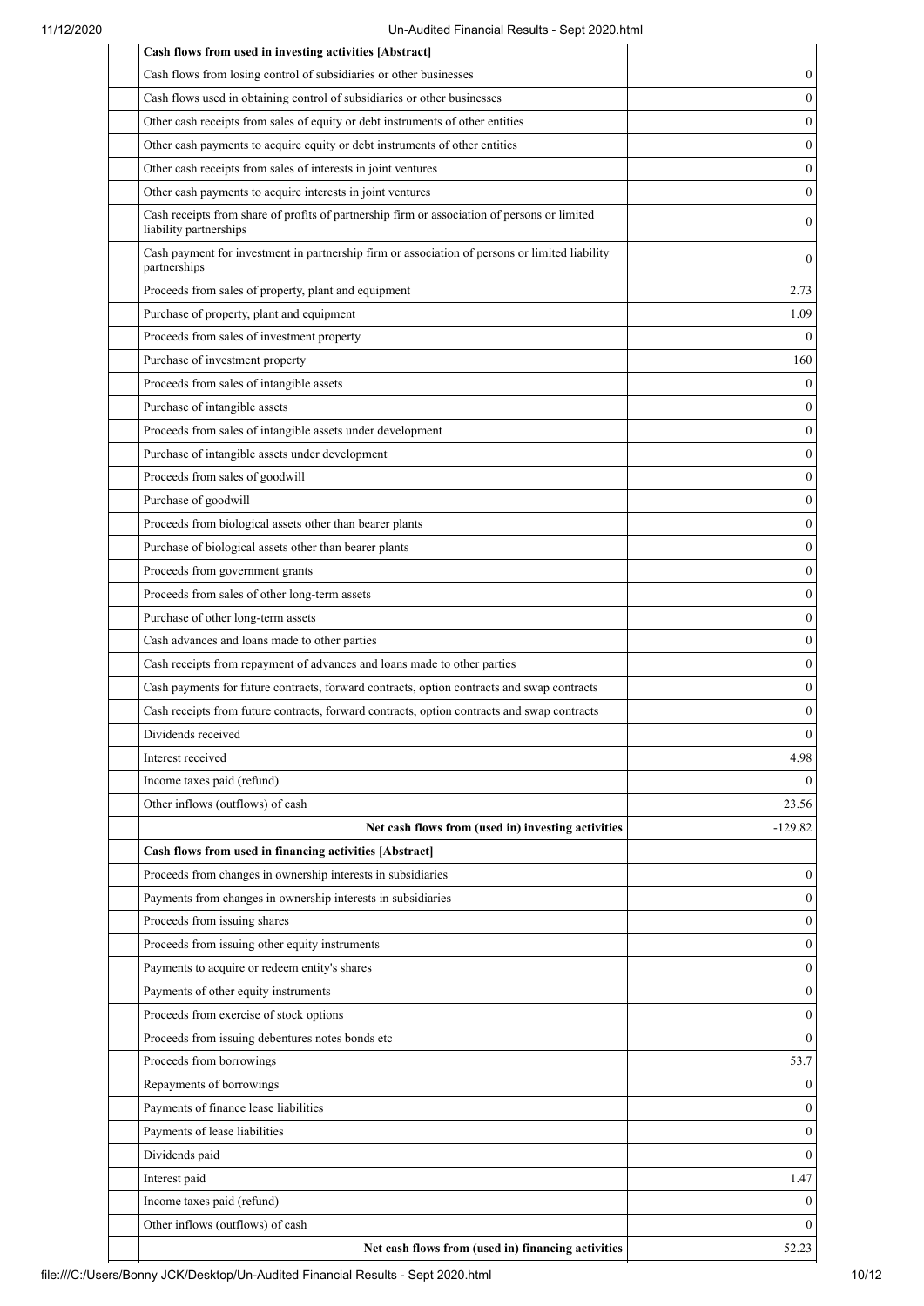| | |
|---|---|
| **Cash flows from used in investing activities [Abstract]** | |
| Cash flows from losing control of subsidiaries or other businesses | 0 |
| Cash flows used in obtaining control of subsidiaries or other businesses | 0 |
| Other cash receipts from sales of equity or debt instruments of other entities | 0 |
| Other cash payments to acquire equity or debt instruments of other entities | 0 |
| Other cash receipts from sales of interests in joint ventures | 0 |
| Other cash payments to acquire interests in joint ventures | 0 |
| Cash receipts from share of profits of partnership firm or association of persons or limited liability partnerships | 0 |
| Cash payment for investment in partnership firm or association of persons or limited liability partnerships | 0 |
| Proceeds from sales of property, plant and equipment | 2.73 |
| Purchase of property, plant and equipment | 1.09 |
| Proceeds from sales of investment property | 0 |
| Purchase of investment property | 160 |
| Proceeds from sales of intangible assets | 0 |
| Purchase of intangible assets | 0 |
| Proceeds from sales of intangible assets under development | 0 |
| Purchase of intangible assets under development | 0 |
| Proceeds from sales of goodwill | 0 |
| Purchase of goodwill | 0 |
| Proceeds from biological assets other than bearer plants | 0 |
| Purchase of biological assets other than bearer plants | 0 |
| Proceeds from government grants | 0 |
| Proceeds from sales of other long-term assets | 0 |
| Purchase of other long-term assets | 0 |
| Cash advances and loans made to other parties | 0 |
| Cash receipts from repayment of advances and loans made to other parties | 0 |
| Cash payments for future contracts, forward contracts, option contracts and swap contracts | 0 |
| Cash receipts from future contracts, forward contracts, option contracts and swap contracts | 0 |
| Dividends received | 0 |
| Interest received | 4.98 |
| Income taxes paid (refund) | 0 |
| Other inflows (outflows) of cash | 23.56 |
| **Net cash flows from (used in) investing activities** | -129.82 |
| **Cash flows from used in financing activities [Abstract]** | |
| Proceeds from changes in ownership interests in subsidiaries | 0 |
| Payments from changes in ownership interests in subsidiaries | 0 |
| Proceeds from issuing shares | 0 |
| Proceeds from issuing other equity instruments | 0 |
| Payments to acquire or redeem entity's shares | 0 |
| Payments of other equity instruments | 0 |
| Proceeds from exercise of stock options | 0 |
| Proceeds from issuing debentures notes bonds etc | 0 |
| Proceeds from borrowings | 53.7 |
| Repayments of borrowings | 0 |
| Payments of finance lease liabilities | 0 |
| Payments of lease liabilities | 0 |
| Dividends paid | 0 |
| Interest paid | 1.47 |
| Income taxes paid (refund) | 0 |
| Other inflows (outflows) of cash | 0 |
| **Net cash flows from (used in) financing activities** | 52.23 |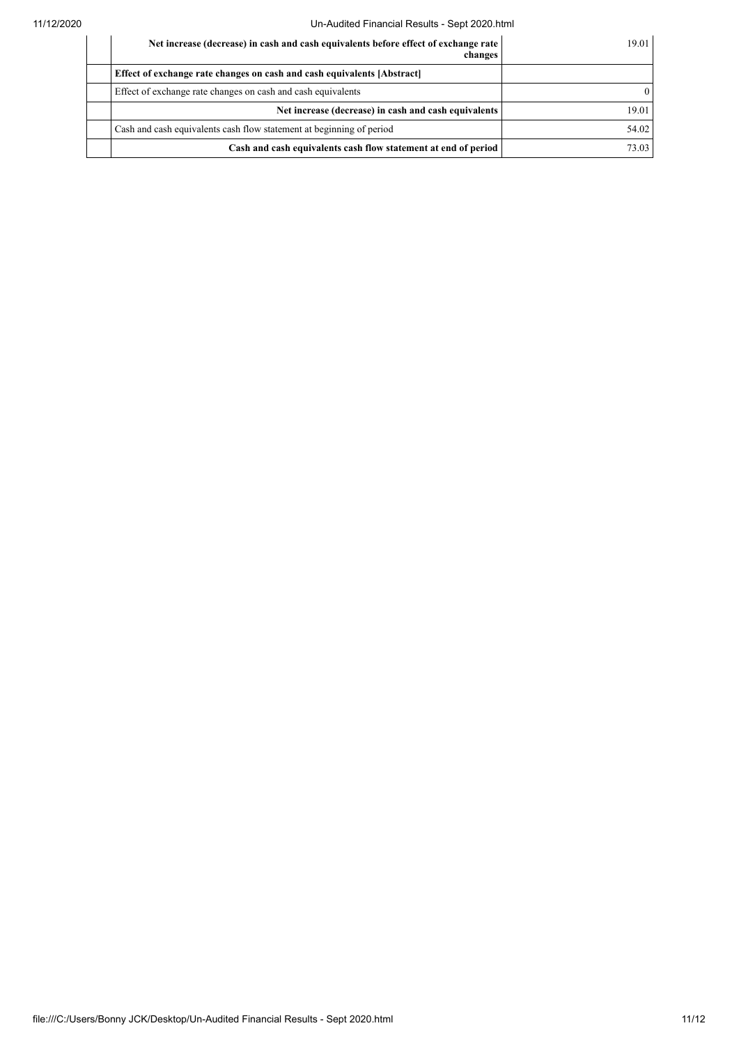| | | |
|---|---|---|
| | **Net increase (decrease) in cash and cash equivalents before effect of exchange rate changes** | 19.01 |
| | **Effect of exchange rate changes on cash and cash equivalents [Abstract]** | |
| | Effect of exchange rate changes on cash and cash equivalents | 0 |
| | **Net increase (decrease) in cash and cash equivalents** | 19.01 |
| | Cash and cash equivalents cash flow statement at beginning of period | 54.02 |
| | **Cash and cash equivalents cash flow statement at end of period** | 73.03 |